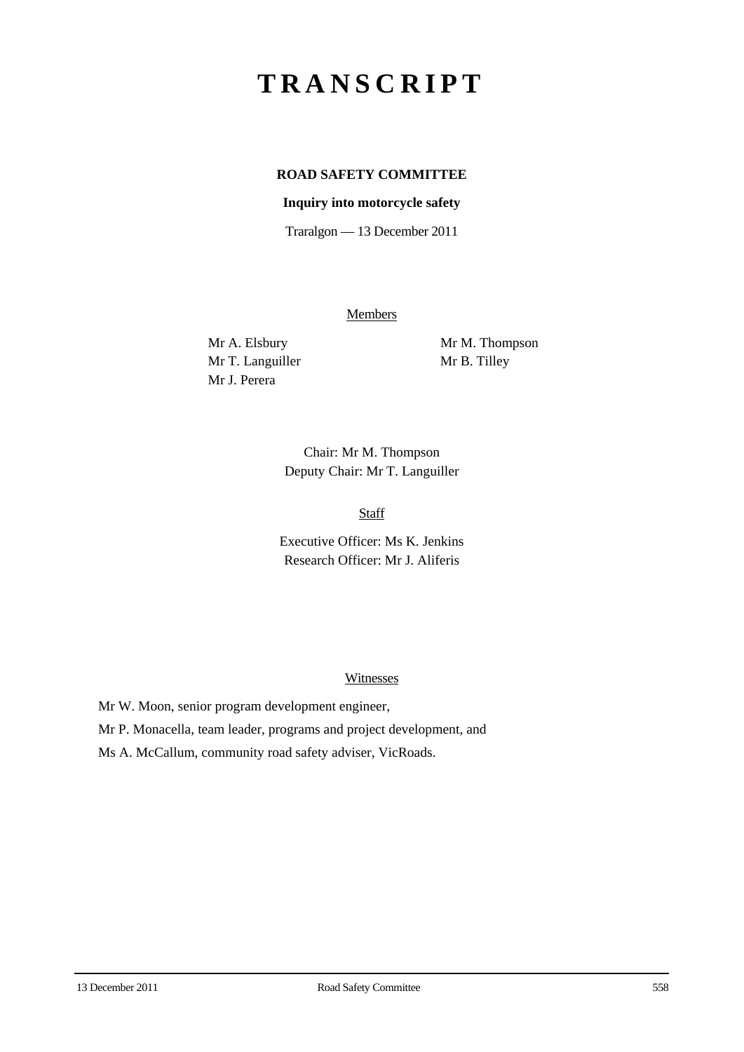# TRANSCRIPT

**ROAD SAFETY COMMITTEE**

**Inquiry into motorcycle safety**

Traralgon — 13 December 2011

Members

Mr A. Elsbury

Mr T. Languiller

Mr J. Perera

Mr M. Thompson

Mr B. Tilley

Chair: Mr M. Thompson

Deputy Chair: Mr T. Languiller

Staff

Executive Officer: Ms K. Jenkins

Research Officer: Mr J. Aliferis

Witnesses

Mr W. Moon, senior program development engineer,

Mr P. Monacella, team leader, programs and project development, and

Ms A. McCallum, community road safety adviser, VicRoads.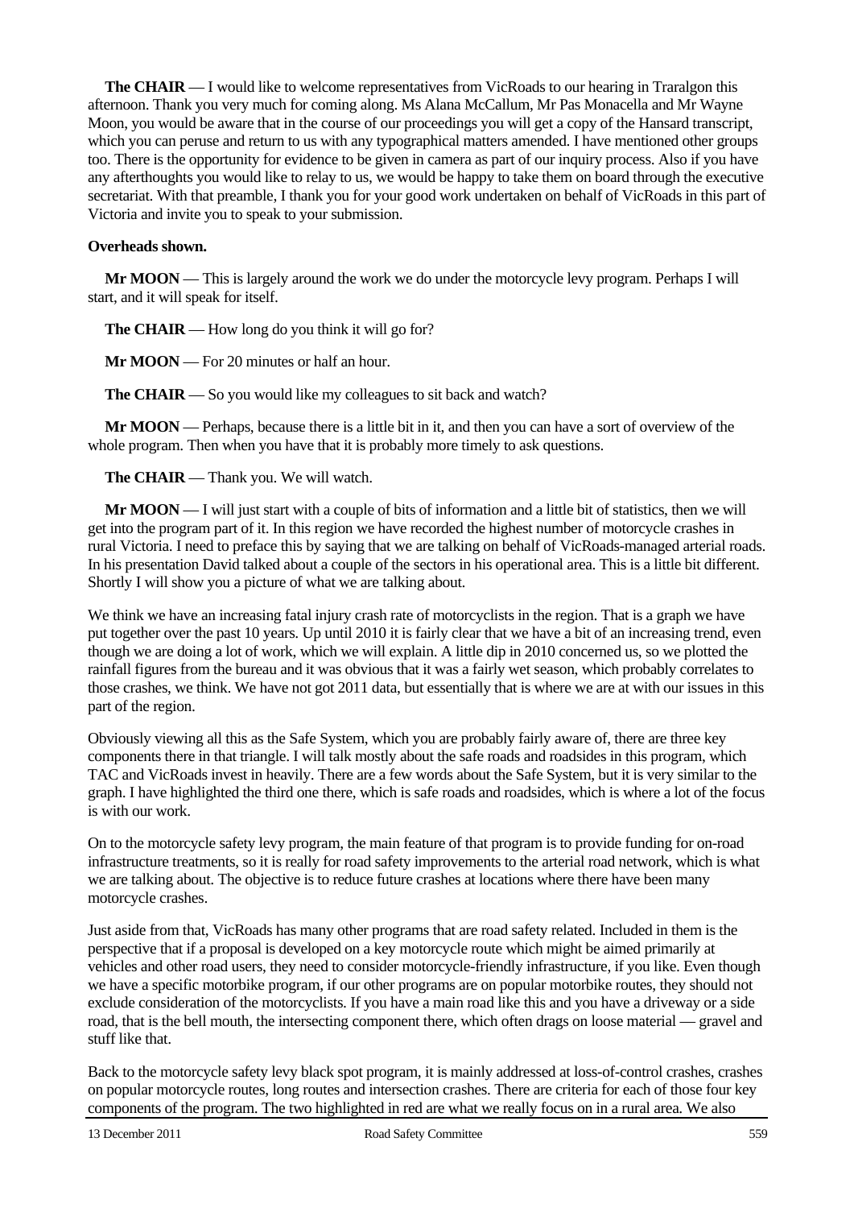**The CHAIR** — I would like to welcome representatives from VicRoads to our hearing in Traralgon this afternoon. Thank you very much for coming along. Ms Alana McCallum, Mr Pas Monacella and Mr Wayne Moon, you would be aware that in the course of our proceedings you will get a copy of the Hansard transcript, which you can peruse and return to us with any typographical matters amended. I have mentioned other groups too. There is the opportunity for evidence to be given in camera as part of our inquiry process. Also if you have any afterthoughts you would like to relay to us, we would be happy to take them on board through the executive secretariat. With that preamble, I thank you for your good work undertaken on behalf of VicRoads in this part of Victoria and invite you to speak to your submission.

**Overheads shown.**

**Mr MOON** — This is largely around the work we do under the motorcycle levy program. Perhaps I will start, and it will speak for itself.

**The CHAIR** — How long do you think it will go for?

**Mr MOON** — For 20 minutes or half an hour.

**The CHAIR** — So you would like my colleagues to sit back and watch?

**Mr MOON** — Perhaps, because there is a little bit in it, and then you can have a sort of overview of the whole program. Then when you have that it is probably more timely to ask questions.

**The CHAIR** — Thank you. We will watch.

**Mr MOON** — I will just start with a couple of bits of information and a little bit of statistics, then we will get into the program part of it. In this region we have recorded the highest number of motorcycle crashes in rural Victoria. I need to preface this by saying that we are talking on behalf of VicRoads-managed arterial roads. In his presentation David talked about a couple of the sectors in his operational area. This is a little bit different. Shortly I will show you a picture of what we are talking about.

We think we have an increasing fatal injury crash rate of motorcyclists in the region. That is a graph we have put together over the past 10 years. Up until 2010 it is fairly clear that we have a bit of an increasing trend, even though we are doing a lot of work, which we will explain. A little dip in 2010 concerned us, so we plotted the rainfall figures from the bureau and it was obvious that it was a fairly wet season, which probably correlates to those crashes, we think. We have not got 2011 data, but essentially that is where we are at with our issues in this part of the region.

Obviously viewing all this as the Safe System, which you are probably fairly aware of, there are three key components there in that triangle. I will talk mostly about the safe roads and roadsides in this program, which TAC and VicRoads invest in heavily. There are a few words about the Safe System, but it is very similar to the graph. I have highlighted the third one there, which is safe roads and roadsides, which is where a lot of the focus is with our work.

On to the motorcycle safety levy program, the main feature of that program is to provide funding for on-road infrastructure treatments, so it is really for road safety improvements to the arterial road network, which is what we are talking about. The objective is to reduce future crashes at locations where there have been many motorcycle crashes.

Just aside from that, VicRoads has many other programs that are road safety related. Included in them is the perspective that if a proposal is developed on a key motorcycle route which might be aimed primarily at vehicles and other road users, they need to consider motorcycle-friendly infrastructure, if you like. Even though we have a specific motorbike program, if our other programs are on popular motorbike routes, they should not exclude consideration of the motorcyclists. If you have a main road like this and you have a driveway or a side road, that is the bell mouth, the intersecting component there, which often drags on loose material — gravel and stuff like that.

Back to the motorcycle safety levy black spot program, it is mainly addressed at loss-of-control crashes, crashes on popular motorcycle routes, long routes and intersection crashes. There are criteria for each of those four key components of the program. The two highlighted in red are what we really focus on in a rural area. We also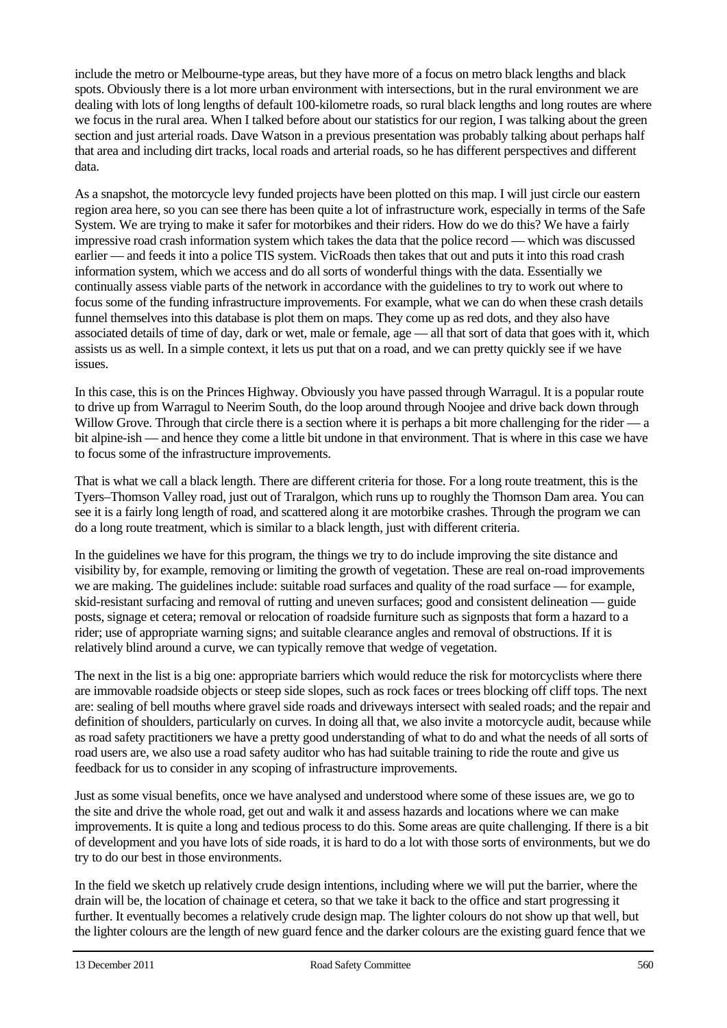include the metro or Melbourne-type areas, but they have more of a focus on metro black lengths and black spots. Obviously there is a lot more urban environment with intersections, but in the rural environment we are dealing with lots of long lengths of default 100-kilometre roads, so rural black lengths and long routes are where we focus in the rural area. When I talked before about our statistics for our region, I was talking about the green section and just arterial roads. Dave Watson in a previous presentation was probably talking about perhaps half that area and including dirt tracks, local roads and arterial roads, so he has different perspectives and different data.

As a snapshot, the motorcycle levy funded projects have been plotted on this map. I will just circle our eastern region area here, so you can see there has been quite a lot of infrastructure work, especially in terms of the Safe System. We are trying to make it safer for motorbikes and their riders. How do we do this? We have a fairly impressive road crash information system which takes the data that the police record — which was discussed earlier — and feeds it into a police TIS system. VicRoads then takes that out and puts it into this road crash information system, which we access and do all sorts of wonderful things with the data. Essentially we continually assess viable parts of the network in accordance with the guidelines to try to work out where to focus some of the funding infrastructure improvements. For example, what we can do when these crash details funnel themselves into this database is plot them on maps. They come up as red dots, and they also have associated details of time of day, dark or wet, male or female, age — all that sort of data that goes with it, which assists us as well. In a simple context, it lets us put that on a road, and we can pretty quickly see if we have issues.

In this case, this is on the Princes Highway. Obviously you have passed through Warragul. It is a popular route to drive up from Warragul to Neerim South, do the loop around through Noojee and drive back down through Willow Grove. Through that circle there is a section where it is perhaps a bit more challenging for the rider — a bit alpine-ish — and hence they come a little bit undone in that environment. That is where in this case we have to focus some of the infrastructure improvements.

That is what we call a black length. There are different criteria for those. For a long route treatment, this is the Tyers–Thomson Valley road, just out of Traralgon, which runs up to roughly the Thomson Dam area. You can see it is a fairly long length of road, and scattered along it are motorbike crashes. Through the program we can do a long route treatment, which is similar to a black length, just with different criteria.

In the guidelines we have for this program, the things we try to do include improving the site distance and visibility by, for example, removing or limiting the growth of vegetation. These are real on-road improvements we are making. The guidelines include: suitable road surfaces and quality of the road surface — for example, skid-resistant surfacing and removal of rutting and uneven surfaces; good and consistent delineation — guide posts, signage et cetera; removal or relocation of roadside furniture such as signposts that form a hazard to a rider; use of appropriate warning signs; and suitable clearance angles and removal of obstructions. If it is relatively blind around a curve, we can typically remove that wedge of vegetation.

The next in the list is a big one: appropriate barriers which would reduce the risk for motorcyclists where there are immovable roadside objects or steep side slopes, such as rock faces or trees blocking off cliff tops. The next are: sealing of bell mouths where gravel side roads and driveways intersect with sealed roads; and the repair and definition of shoulders, particularly on curves. In doing all that, we also invite a motorcycle audit, because while as road safety practitioners we have a pretty good understanding of what to do and what the needs of all sorts of road users are, we also use a road safety auditor who has had suitable training to ride the route and give us feedback for us to consider in any scoping of infrastructure improvements.

Just as some visual benefits, once we have analysed and understood where some of these issues are, we go to the site and drive the whole road, get out and walk it and assess hazards and locations where we can make improvements. It is quite a long and tedious process to do this. Some areas are quite challenging. If there is a bit of development and you have lots of side roads, it is hard to do a lot with those sorts of environments, but we do try to do our best in those environments.

In the field we sketch up relatively crude design intentions, including where we will put the barrier, where the drain will be, the location of chainage et cetera, so that we take it back to the office and start progressing it further. It eventually becomes a relatively crude design map. The lighter colours do not show up that well, but the lighter colours are the length of new guard fence and the darker colours are the existing guard fence that we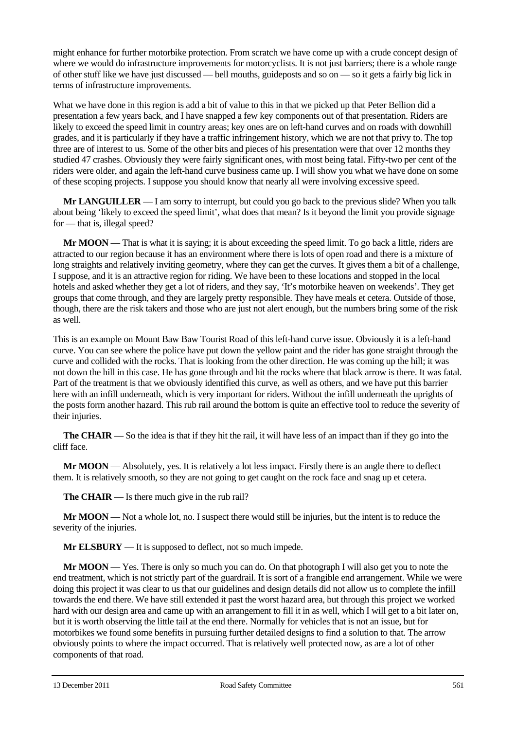might enhance for further motorbike protection. From scratch we have come up with a crude concept design of where we would do infrastructure improvements for motorcyclists. It is not just barriers; there is a whole range of other stuff like we have just discussed — bell mouths, guideposts and so on — so it gets a fairly big lick in terms of infrastructure improvements.

What we have done in this region is add a bit of value to this in that we picked up that Peter Bellion did a presentation a few years back, and I have snapped a few key components out of that presentation. Riders are likely to exceed the speed limit in country areas; key ones are on left-hand curves and on roads with downhill grades, and it is particularly if they have a traffic infringement history, which we are not that privy to. The top three are of interest to us. Some of the other bits and pieces of his presentation were that over 12 months they studied 47 crashes. Obviously they were fairly significant ones, with most being fatal. Fifty-two per cent of the riders were older, and again the left-hand curve business came up. I will show you what we have done on some of these scoping projects. I suppose you should know that nearly all were involving excessive speed.

**Mr LANGUILLER** — I am sorry to interrupt, but could you go back to the previous slide? When you talk about being 'likely to exceed the speed limit', what does that mean? Is it beyond the limit you provide signage for — that is, illegal speed?

**Mr MOON** — That is what it is saying; it is about exceeding the speed limit. To go back a little, riders are attracted to our region because it has an environment where there is lots of open road and there is a mixture of long straights and relatively inviting geometry, where they can get the curves. It gives them a bit of a challenge, I suppose, and it is an attractive region for riding. We have been to these locations and stopped in the local hotels and asked whether they get a lot of riders, and they say, 'It's motorbike heaven on weekends'. They get groups that come through, and they are largely pretty responsible. They have meals et cetera. Outside of those, though, there are the risk takers and those who are just not alert enough, but the numbers bring some of the risk as well.

This is an example on Mount Baw Baw Tourist Road of this left-hand curve issue. Obviously it is a left-hand curve. You can see where the police have put down the yellow paint and the rider has gone straight through the curve and collided with the rocks. That is looking from the other direction. He was coming up the hill; it was not down the hill in this case. He has gone through and hit the rocks where that black arrow is there. It was fatal. Part of the treatment is that we obviously identified this curve, as well as others, and we have put this barrier here with an infill underneath, which is very important for riders. Without the infill underneath the uprights of the posts form another hazard. This rub rail around the bottom is quite an effective tool to reduce the severity of their injuries.

**The CHAIR** — So the idea is that if they hit the rail, it will have less of an impact than if they go into the cliff face.

**Mr MOON** — Absolutely, yes. It is relatively a lot less impact. Firstly there is an angle there to deflect them. It is relatively smooth, so they are not going to get caught on the rock face and snag up et cetera.

**The CHAIR** — Is there much give in the rub rail?

**Mr MOON** — Not a whole lot, no. I suspect there would still be injuries, but the intent is to reduce the severity of the injuries.

**Mr ELSBURY** — It is supposed to deflect, not so much impede.

**Mr MOON** — Yes. There is only so much you can do. On that photograph I will also get you to note the end treatment, which is not strictly part of the guardrail. It is sort of a frangible end arrangement. While we were doing this project it was clear to us that our guidelines and design details did not allow us to complete the infill towards the end there. We have still extended it past the worst hazard area, but through this project we worked hard with our design area and came up with an arrangement to fill it in as well, which I will get to a bit later on, but it is worth observing the little tail at the end there. Normally for vehicles that is not an issue, but for motorbikes we found some benefits in pursuing further detailed designs to find a solution to that. The arrow obviously points to where the impact occurred. That is relatively well protected now, as are a lot of other components of that road.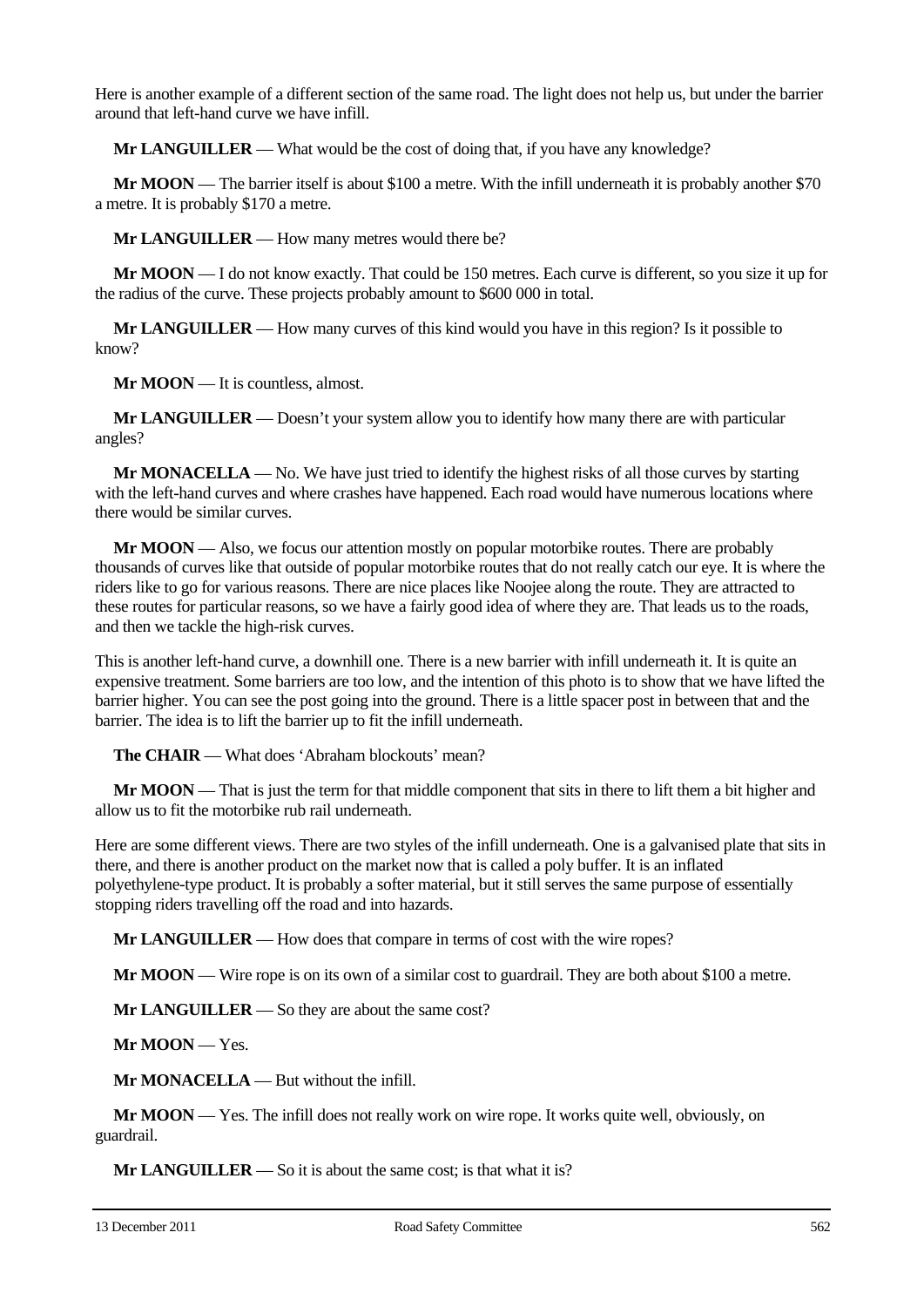Here is another example of a different section of the same road. The light does not help us, but under the barrier around that left-hand curve we have infill.

**Mr LANGUILLER** — What would be the cost of doing that, if you have any knowledge?

**Mr MOON** — The barrier itself is about $100 a metre. With the infill underneath it is probably another $70 a metre. It is probably $170 a metre.

**Mr LANGUILLER** — How many metres would there be?

**Mr MOON** — I do not know exactly. That could be 150 metres. Each curve is different, so you size it up for the radius of the curve. These projects probably amount to $600 000 in total.

**Mr LANGUILLER** — How many curves of this kind would you have in this region? Is it possible to know?

**Mr MOON** — It is countless, almost.

**Mr LANGUILLER** — Doesn't your system allow you to identify how many there are with particular angles?

**Mr MONACELLA** — No. We have just tried to identify the highest risks of all those curves by starting with the left-hand curves and where crashes have happened. Each road would have numerous locations where there would be similar curves.

**Mr MOON** — Also, we focus our attention mostly on popular motorbike routes. There are probably thousands of curves like that outside of popular motorbike routes that do not really catch our eye. It is where the riders like to go for various reasons. There are nice places like Noojee along the route. They are attracted to these routes for particular reasons, so we have a fairly good idea of where they are. That leads us to the roads, and then we tackle the high-risk curves.

This is another left-hand curve, a downhill one. There is a new barrier with infill underneath it. It is quite an expensive treatment. Some barriers are too low, and the intention of this photo is to show that we have lifted the barrier higher. You can see the post going into the ground. There is a little spacer post in between that and the barrier. The idea is to lift the barrier up to fit the infill underneath.

**The CHAIR** — What does 'Abraham blockouts' mean?

**Mr MOON** — That is just the term for that middle component that sits in there to lift them a bit higher and allow us to fit the motorbike rub rail underneath.

Here are some different views. There are two styles of the infill underneath. One is a galvanised plate that sits in there, and there is another product on the market now that is called a poly buffer. It is an inflated polyethylene-type product. It is probably a softer material, but it still serves the same purpose of essentially stopping riders travelling off the road and into hazards.

**Mr LANGUILLER** — How does that compare in terms of cost with the wire ropes?

**Mr MOON** — Wire rope is on its own of a similar cost to guardrail. They are both about $100 a metre.

**Mr LANGUILLER** — So they are about the same cost?

**Mr MOON** — Yes.

**Mr MONACELLA** — But without the infill.

**Mr MOON** — Yes. The infill does not really work on wire rope. It works quite well, obviously, on guardrail.

**Mr LANGUILLER** — So it is about the same cost; is that what it is?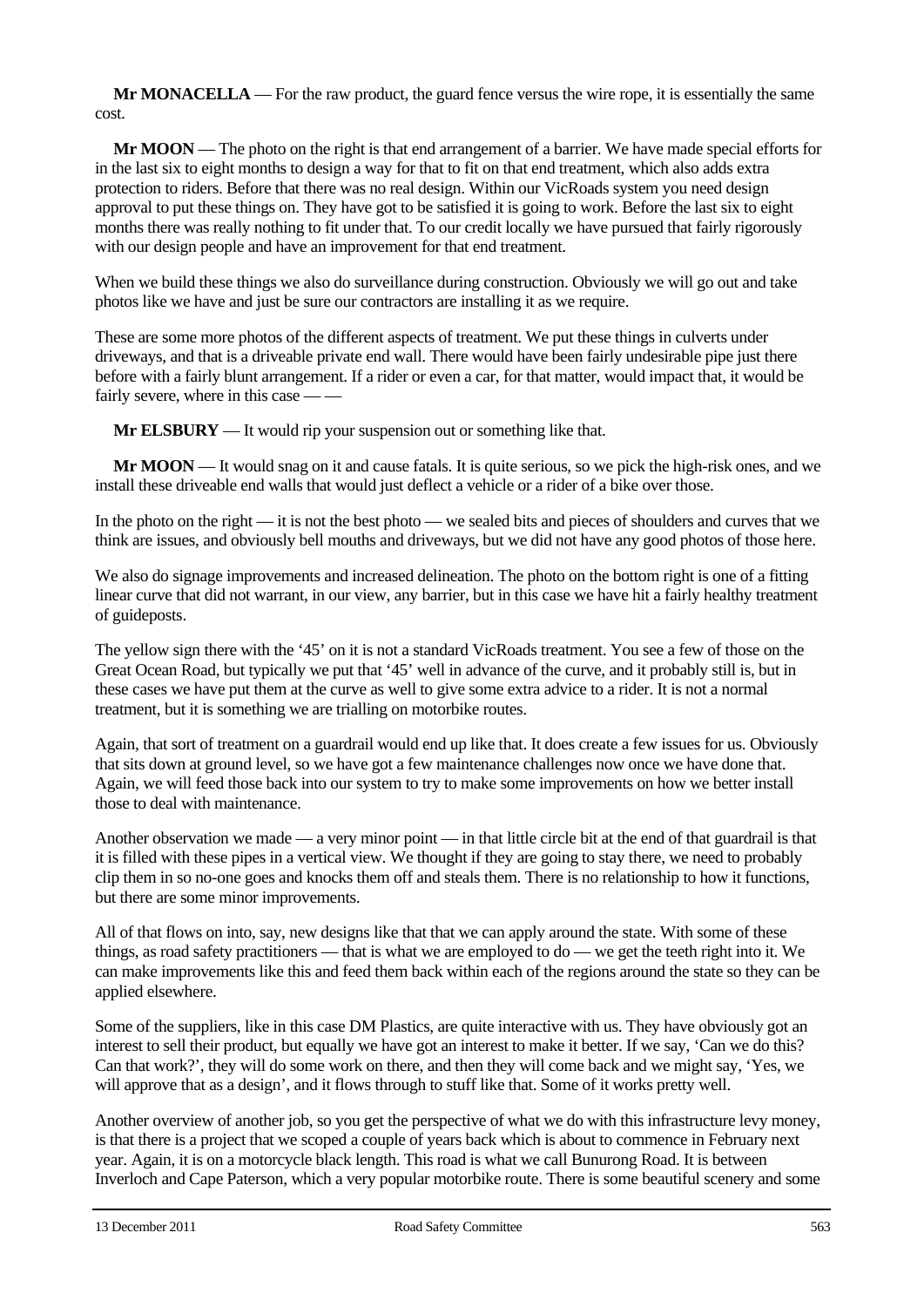**Mr MONACELLA** — For the raw product, the guard fence versus the wire rope, it is essentially the same cost.

**Mr MOON** — The photo on the right is that end arrangement of a barrier. We have made special efforts for in the last six to eight months to design a way for that to fit on that end treatment, which also adds extra protection to riders. Before that there was no real design. Within our VicRoads system you need design approval to put these things on. They have got to be satisfied it is going to work. Before the last six to eight months there was really nothing to fit under that. To our credit locally we have pursued that fairly rigorously with our design people and have an improvement for that end treatment.

When we build these things we also do surveillance during construction. Obviously we will go out and take photos like we have and just be sure our contractors are installing it as we require.

These are some more photos of the different aspects of treatment. We put these things in culverts under driveways, and that is a driveable private end wall. There would have been fairly undesirable pipe just there before with a fairly blunt arrangement. If a rider or even a car, for that matter, would impact that, it would be fairly severe, where in this case — —

**Mr ELSBURY** — It would rip your suspension out or something like that.

**Mr MOON** — It would snag on it and cause fatals. It is quite serious, so we pick the high-risk ones, and we install these driveable end walls that would just deflect a vehicle or a rider of a bike over those.

In the photo on the right — it is not the best photo — we sealed bits and pieces of shoulders and curves that we think are issues, and obviously bell mouths and driveways, but we did not have any good photos of those here.

We also do signage improvements and increased delineation. The photo on the bottom right is one of a fitting linear curve that did not warrant, in our view, any barrier, but in this case we have hit a fairly healthy treatment of guideposts.

The yellow sign there with the '45' on it is not a standard VicRoads treatment. You see a few of those on the Great Ocean Road, but typically we put that '45' well in advance of the curve, and it probably still is, but in these cases we have put them at the curve as well to give some extra advice to a rider. It is not a normal treatment, but it is something we are trialling on motorbike routes.

Again, that sort of treatment on a guardrail would end up like that. It does create a few issues for us. Obviously that sits down at ground level, so we have got a few maintenance challenges now once we have done that. Again, we will feed those back into our system to try to make some improvements on how we better install those to deal with maintenance.

Another observation we made — a very minor point — in that little circle bit at the end of that guardrail is that it is filled with these pipes in a vertical view. We thought if they are going to stay there, we need to probably clip them in so no-one goes and knocks them off and steals them. There is no relationship to how it functions, but there are some minor improvements.

All of that flows on into, say, new designs like that that we can apply around the state. With some of these things, as road safety practitioners — that is what we are employed to do — we get the teeth right into it. We can make improvements like this and feed them back within each of the regions around the state so they can be applied elsewhere.

Some of the suppliers, like in this case DM Plastics, are quite interactive with us. They have obviously got an interest to sell their product, but equally we have got an interest to make it better. If we say, 'Can we do this? Can that work?', they will do some work on there, and then they will come back and we might say, 'Yes, we will approve that as a design', and it flows through to stuff like that. Some of it works pretty well.

Another overview of another job, so you get the perspective of what we do with this infrastructure levy money, is that there is a project that we scoped a couple of years back which is about to commence in February next year. Again, it is on a motorcycle black length. This road is what we call Bunurong Road. It is between Inverloch and Cape Paterson, which a very popular motorbike route. There is some beautiful scenery and some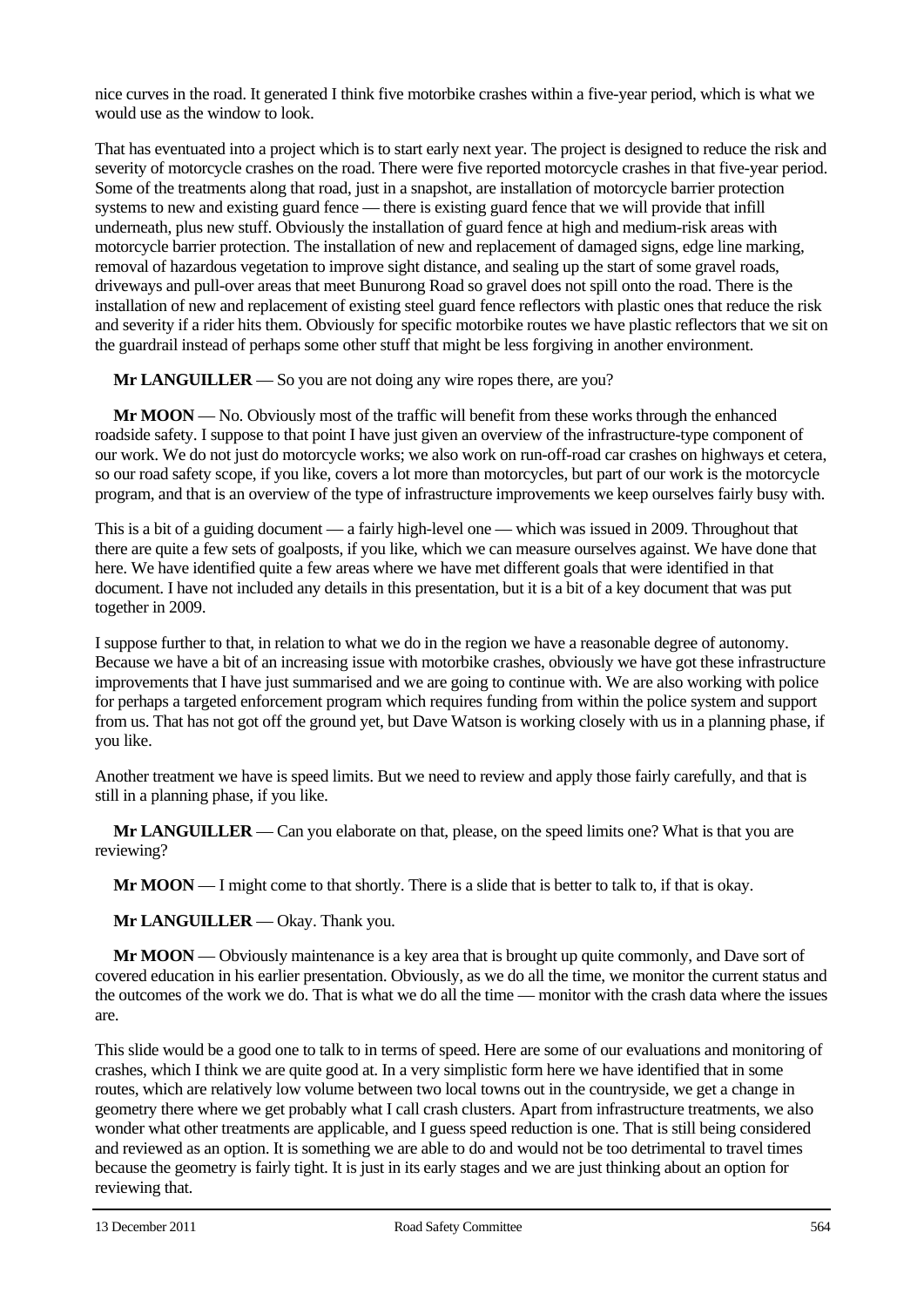nice curves in the road. It generated I think five motorbike crashes within a five-year period, which is what we would use as the window to look.

That has eventuated into a project which is to start early next year. The project is designed to reduce the risk and severity of motorcycle crashes on the road. There were five reported motorcycle crashes in that five-year period. Some of the treatments along that road, just in a snapshot, are installation of motorcycle barrier protection systems to new and existing guard fence — there is existing guard fence that we will provide that infill underneath, plus new stuff. Obviously the installation of guard fence at high and medium-risk areas with motorcycle barrier protection. The installation of new and replacement of damaged signs, edge line marking, removal of hazardous vegetation to improve sight distance, and sealing up the start of some gravel roads, driveways and pull-over areas that meet Bunurong Road so gravel does not spill onto the road. There is the installation of new and replacement of existing steel guard fence reflectors with plastic ones that reduce the risk and severity if a rider hits them. Obviously for specific motorbike routes we have plastic reflectors that we sit on the guardrail instead of perhaps some other stuff that might be less forgiving in another environment.

**Mr LANGUILLER** — So you are not doing any wire ropes there, are you?

**Mr MOON** — No. Obviously most of the traffic will benefit from these works through the enhanced roadside safety. I suppose to that point I have just given an overview of the infrastructure-type component of our work. We do not just do motorcycle works; we also work on run-off-road car crashes on highways et cetera, so our road safety scope, if you like, covers a lot more than motorcycles, but part of our work is the motorcycle program, and that is an overview of the type of infrastructure improvements we keep ourselves fairly busy with.

This is a bit of a guiding document — a fairly high-level one — which was issued in 2009. Throughout that there are quite a few sets of goalposts, if you like, which we can measure ourselves against. We have done that here. We have identified quite a few areas where we have met different goals that were identified in that document. I have not included any details in this presentation, but it is a bit of a key document that was put together in 2009.

I suppose further to that, in relation to what we do in the region we have a reasonable degree of autonomy. Because we have a bit of an increasing issue with motorbike crashes, obviously we have got these infrastructure improvements that I have just summarised and we are going to continue with. We are also working with police for perhaps a targeted enforcement program which requires funding from within the police system and support from us. That has not got off the ground yet, but Dave Watson is working closely with us in a planning phase, if you like.

Another treatment we have is speed limits. But we need to review and apply those fairly carefully, and that is still in a planning phase, if you like.

**Mr LANGUILLER** — Can you elaborate on that, please, on the speed limits one? What is that you are reviewing?

**Mr MOON** — I might come to that shortly. There is a slide that is better to talk to, if that is okay.

**Mr LANGUILLER** — Okay. Thank you.

**Mr MOON** — Obviously maintenance is a key area that is brought up quite commonly, and Dave sort of covered education in his earlier presentation. Obviously, as we do all the time, we monitor the current status and the outcomes of the work we do. That is what we do all the time — monitor with the crash data where the issues are.

This slide would be a good one to talk to in terms of speed. Here are some of our evaluations and monitoring of crashes, which I think we are quite good at. In a very simplistic form here we have identified that in some routes, which are relatively low volume between two local towns out in the countryside, we get a change in geometry there where we get probably what I call crash clusters. Apart from infrastructure treatments, we also wonder what other treatments are applicable, and I guess speed reduction is one. That is still being considered and reviewed as an option. It is something we are able to do and would not be too detrimental to travel times because the geometry is fairly tight. It is just in its early stages and we are just thinking about an option for reviewing that.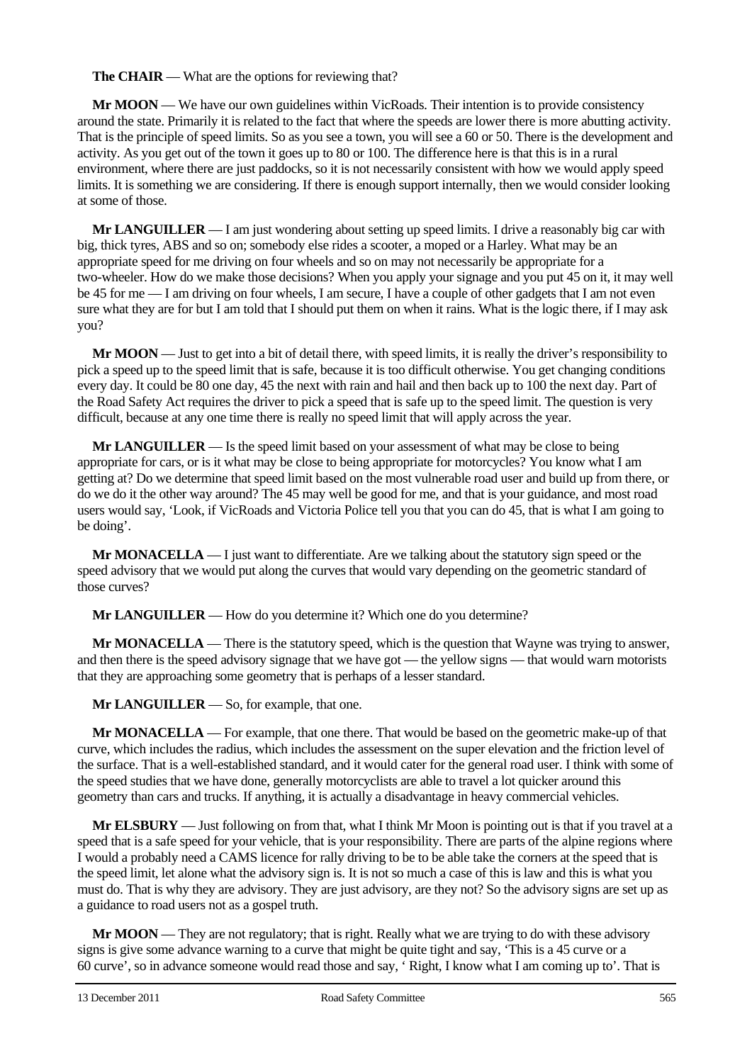**The CHAIR** — What are the options for reviewing that?

**Mr MOON** — We have our own guidelines within VicRoads. Their intention is to provide consistency around the state. Primarily it is related to the fact that where the speeds are lower there is more abutting activity. That is the principle of speed limits. So as you see a town, you will see a 60 or 50. There is the development and activity. As you get out of the town it goes up to 80 or 100. The difference here is that this is in a rural environment, where there are just paddocks, so it is not necessarily consistent with how we would apply speed limits. It is something we are considering. If there is enough support internally, then we would consider looking at some of those.

**Mr LANGUILLER** — I am just wondering about setting up speed limits. I drive a reasonably big car with big, thick tyres, ABS and so on; somebody else rides a scooter, a moped or a Harley. What may be an appropriate speed for me driving on four wheels and so on may not necessarily be appropriate for a two-wheeler. How do we make those decisions? When you apply your signage and you put 45 on it, it may well be 45 for me — I am driving on four wheels, I am secure, I have a couple of other gadgets that I am not even sure what they are for but I am told that I should put them on when it rains. What is the logic there, if I may ask you?

**Mr MOON** — Just to get into a bit of detail there, with speed limits, it is really the driver's responsibility to pick a speed up to the speed limit that is safe, because it is too difficult otherwise. You get changing conditions every day. It could be 80 one day, 45 the next with rain and hail and then back up to 100 the next day. Part of the Road Safety Act requires the driver to pick a speed that is safe up to the speed limit. The question is very difficult, because at any one time there is really no speed limit that will apply across the year.

**Mr LANGUILLER** — Is the speed limit based on your assessment of what may be close to being appropriate for cars, or is it what may be close to being appropriate for motorcycles? You know what I am getting at? Do we determine that speed limit based on the most vulnerable road user and build up from there, or do we do it the other way around? The 45 may well be good for me, and that is your guidance, and most road users would say, 'Look, if VicRoads and Victoria Police tell you that you can do 45, that is what I am going to be doing'.

**Mr MONACELLA** — I just want to differentiate. Are we talking about the statutory sign speed or the speed advisory that we would put along the curves that would vary depending on the geometric standard of those curves?

**Mr LANGUILLER** — How do you determine it? Which one do you determine?

**Mr MONACELLA** — There is the statutory speed, which is the question that Wayne was trying to answer, and then there is the speed advisory signage that we have got — the yellow signs — that would warn motorists that they are approaching some geometry that is perhaps of a lesser standard.

**Mr LANGUILLER** — So, for example, that one.

**Mr MONACELLA** — For example, that one there. That would be based on the geometric make-up of that curve, which includes the radius, which includes the assessment on the super elevation and the friction level of the surface. That is a well-established standard, and it would cater for the general road user. I think with some of the speed studies that we have done, generally motorcyclists are able to travel a lot quicker around this geometry than cars and trucks. If anything, it is actually a disadvantage in heavy commercial vehicles.

**Mr ELSBURY** — Just following on from that, what I think Mr Moon is pointing out is that if you travel at a speed that is a safe speed for your vehicle, that is your responsibility. There are parts of the alpine regions where I would a probably need a CAMS licence for rally driving to be to be able take the corners at the speed that is the speed limit, let alone what the advisory sign is. It is not so much a case of this is law and this is what you must do. That is why they are advisory. They are just advisory, are they not? So the advisory signs are set up as a guidance to road users not as a gospel truth.

**Mr MOON** — They are not regulatory; that is right. Really what we are trying to do with these advisory signs is give some advance warning to a curve that might be quite tight and say, 'This is a 45 curve or a 60 curve', so in advance someone would read those and say, ' Right, I know what I am coming up to'. That is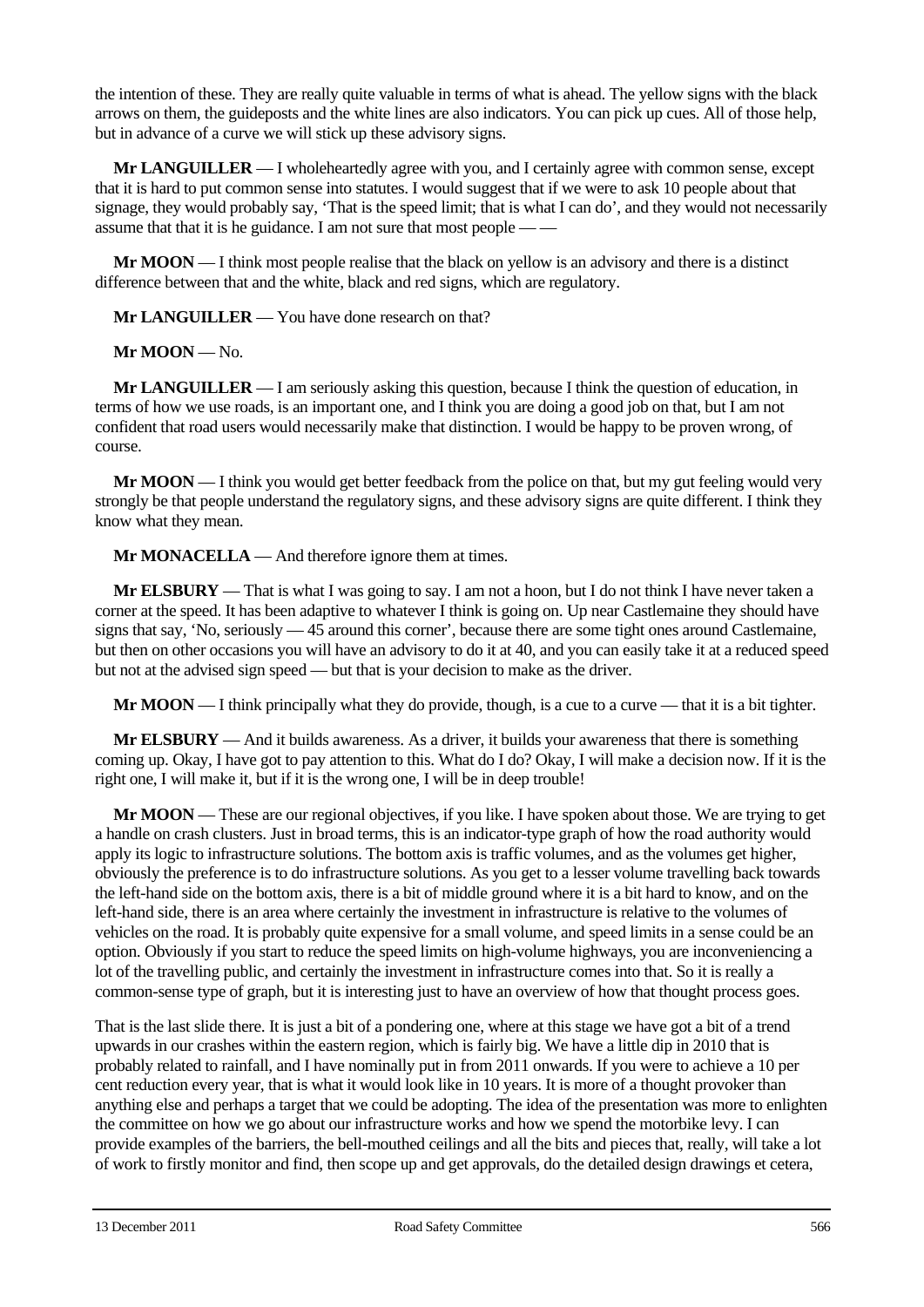the intention of these. They are really quite valuable in terms of what is ahead. The yellow signs with the black arrows on them, the guideposts and the white lines are also indicators. You can pick up cues. All of those help, but in advance of a curve we will stick up these advisory signs.

**Mr LANGUILLER** — I wholeheartedly agree with you, and I certainly agree with common sense, except that it is hard to put common sense into statutes. I would suggest that if we were to ask 10 people about that signage, they would probably say, 'That is the speed limit; that is what I can do', and they would not necessarily assume that that it is he guidance. I am not sure that most people — —

**Mr MOON** — I think most people realise that the black on yellow is an advisory and there is a distinct difference between that and the white, black and red signs, which are regulatory.

**Mr LANGUILLER** — You have done research on that?

**Mr MOON** — No.

**Mr LANGUILLER** — I am seriously asking this question, because I think the question of education, in terms of how we use roads, is an important one, and I think you are doing a good job on that, but I am not confident that road users would necessarily make that distinction. I would be happy to be proven wrong, of course.

**Mr MOON** — I think you would get better feedback from the police on that, but my gut feeling would very strongly be that people understand the regulatory signs, and these advisory signs are quite different. I think they know what they mean.

**Mr MONACELLA** — And therefore ignore them at times.

**Mr ELSBURY** — That is what I was going to say. I am not a hoon, but I do not think I have never taken a corner at the speed. It has been adaptive to whatever I think is going on. Up near Castlemaine they should have signs that say, 'No, seriously — 45 around this corner', because there are some tight ones around Castlemaine, but then on other occasions you will have an advisory to do it at 40, and you can easily take it at a reduced speed but not at the advised sign speed — but that is your decision to make as the driver.

**Mr MOON** — I think principally what they do provide, though, is a cue to a curve — that it is a bit tighter.

**Mr ELSBURY** — And it builds awareness. As a driver, it builds your awareness that there is something coming up. Okay, I have got to pay attention to this. What do I do? Okay, I will make a decision now. If it is the right one, I will make it, but if it is the wrong one, I will be in deep trouble!

**Mr MOON** — These are our regional objectives, if you like. I have spoken about those. We are trying to get a handle on crash clusters. Just in broad terms, this is an indicator-type graph of how the road authority would apply its logic to infrastructure solutions. The bottom axis is traffic volumes, and as the volumes get higher, obviously the preference is to do infrastructure solutions. As you get to a lesser volume travelling back towards the left-hand side on the bottom axis, there is a bit of middle ground where it is a bit hard to know, and on the left-hand side, there is an area where certainly the investment in infrastructure is relative to the volumes of vehicles on the road. It is probably quite expensive for a small volume, and speed limits in a sense could be an option. Obviously if you start to reduce the speed limits on high-volume highways, you are inconveniencing a lot of the travelling public, and certainly the investment in infrastructure comes into that. So it is really a common-sense type of graph, but it is interesting just to have an overview of how that thought process goes.

That is the last slide there. It is just a bit of a pondering one, where at this stage we have got a bit of a trend upwards in our crashes within the eastern region, which is fairly big. We have a little dip in 2010 that is probably related to rainfall, and I have nominally put in from 2011 onwards. If you were to achieve a 10 per cent reduction every year, that is what it would look like in 10 years. It is more of a thought provoker than anything else and perhaps a target that we could be adopting. The idea of the presentation was more to enlighten the committee on how we go about our infrastructure works and how we spend the motorbike levy. I can provide examples of the barriers, the bell-mouthed ceilings and all the bits and pieces that, really, will take a lot of work to firstly monitor and find, then scope up and get approvals, do the detailed design drawings et cetera,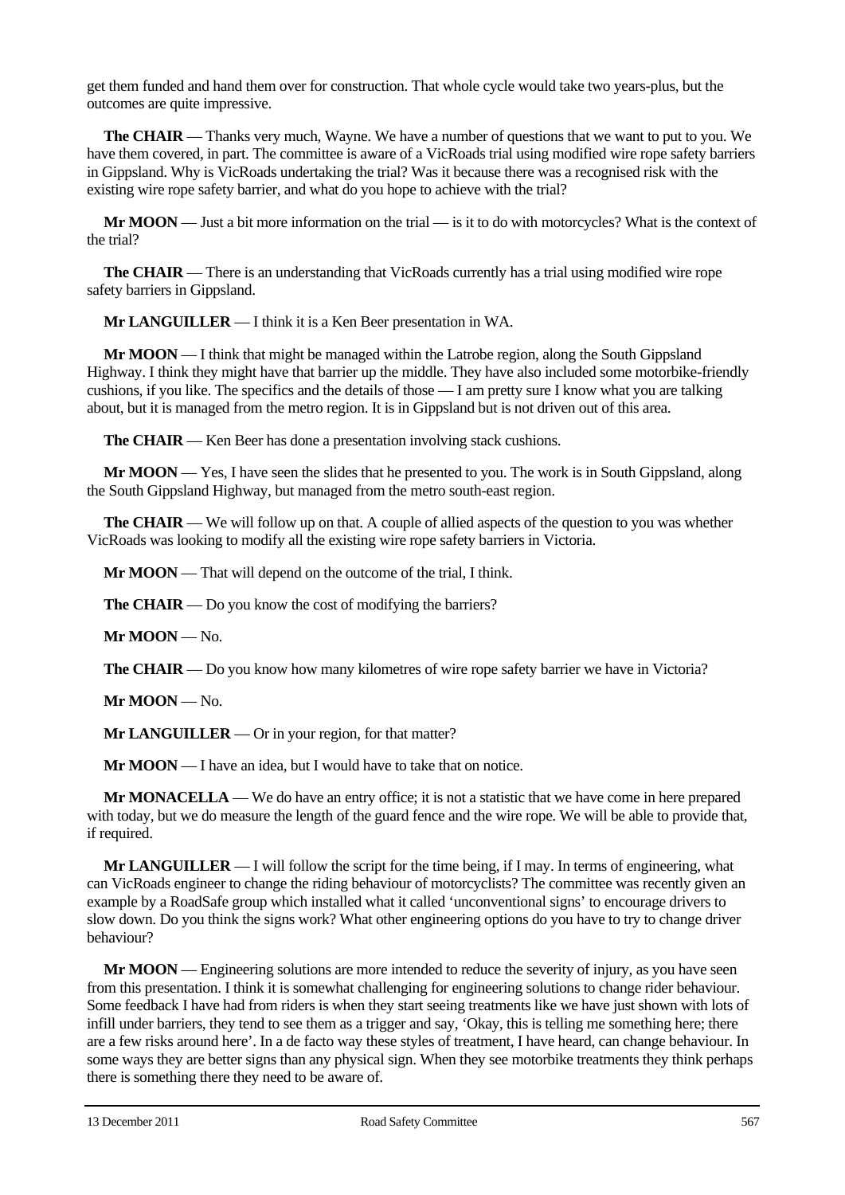get them funded and hand them over for construction. That whole cycle would take two years-plus, but the outcomes are quite impressive.

**The CHAIR** — Thanks very much, Wayne. We have a number of questions that we want to put to you. We have them covered, in part. The committee is aware of a VicRoads trial using modified wire rope safety barriers in Gippsland. Why is VicRoads undertaking the trial? Was it because there was a recognised risk with the existing wire rope safety barrier, and what do you hope to achieve with the trial?

**Mr MOON** — Just a bit more information on the trial — is it to do with motorcycles? What is the context of the trial?

**The CHAIR** — There is an understanding that VicRoads currently has a trial using modified wire rope safety barriers in Gippsland.

**Mr LANGUILLER** — I think it is a Ken Beer presentation in WA.

**Mr MOON** — I think that might be managed within the Latrobe region, along the South Gippsland Highway. I think they might have that barrier up the middle. They have also included some motorbike-friendly cushions, if you like. The specifics and the details of those — I am pretty sure I know what you are talking about, but it is managed from the metro region. It is in Gippsland but is not driven out of this area.

**The CHAIR** — Ken Beer has done a presentation involving stack cushions.

**Mr MOON** — Yes, I have seen the slides that he presented to you. The work is in South Gippsland, along the South Gippsland Highway, but managed from the metro south-east region.

**The CHAIR** — We will follow up on that. A couple of allied aspects of the question to you was whether VicRoads was looking to modify all the existing wire rope safety barriers in Victoria.

**Mr MOON** — That will depend on the outcome of the trial, I think.

**The CHAIR** — Do you know the cost of modifying the barriers?

**Mr MOON** — No.

**The CHAIR** — Do you know how many kilometres of wire rope safety barrier we have in Victoria?

**Mr MOON** — No.

**Mr LANGUILLER** — Or in your region, for that matter?

**Mr MOON** — I have an idea, but I would have to take that on notice.

**Mr MONACELLA** — We do have an entry office; it is not a statistic that we have come in here prepared with today, but we do measure the length of the guard fence and the wire rope. We will be able to provide that, if required.

**Mr LANGUILLER** — I will follow the script for the time being, if I may. In terms of engineering, what can VicRoads engineer to change the riding behaviour of motorcyclists? The committee was recently given an example by a RoadSafe group which installed what it called 'unconventional signs' to encourage drivers to slow down. Do you think the signs work? What other engineering options do you have to try to change driver behaviour?

**Mr MOON** — Engineering solutions are more intended to reduce the severity of injury, as you have seen from this presentation. I think it is somewhat challenging for engineering solutions to change rider behaviour. Some feedback I have had from riders is when they start seeing treatments like we have just shown with lots of infill under barriers, they tend to see them as a trigger and say, 'Okay, this is telling me something here; there are a few risks around here'. In a de facto way these styles of treatment, I have heard, can change behaviour. In some ways they are better signs than any physical sign. When they see motorbike treatments they think perhaps there is something there they need to be aware of.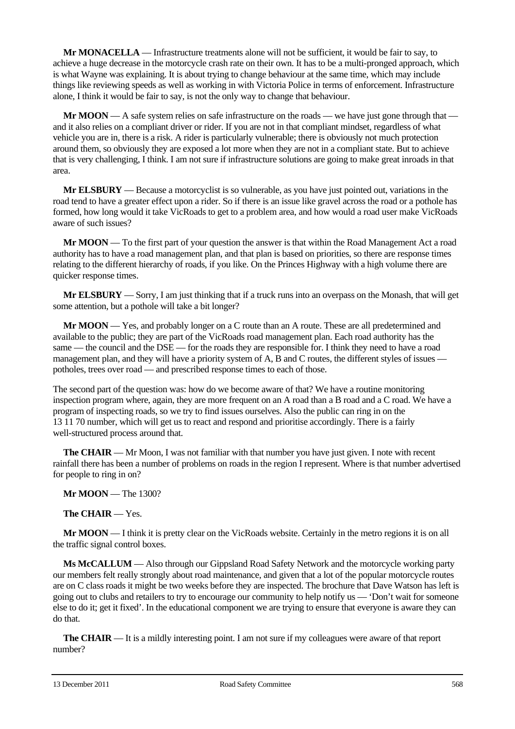**Mr MONACELLA** — Infrastructure treatments alone will not be sufficient, it would be fair to say, to achieve a huge decrease in the motorcycle crash rate on their own. It has to be a multi-pronged approach, which is what Wayne was explaining. It is about trying to change behaviour at the same time, which may include things like reviewing speeds as well as working in with Victoria Police in terms of enforcement. Infrastructure alone, I think it would be fair to say, is not the only way to change that behaviour.

**Mr MOON** — A safe system relies on safe infrastructure on the roads — we have just gone through that — and it also relies on a compliant driver or rider. If you are not in that compliant mindset, regardless of what vehicle you are in, there is a risk. A rider is particularly vulnerable; there is obviously not much protection around them, so obviously they are exposed a lot more when they are not in a compliant state. But to achieve that is very challenging, I think. I am not sure if infrastructure solutions are going to make great inroads in that area.

**Mr ELSBURY** — Because a motorcyclist is so vulnerable, as you have just pointed out, variations in the road tend to have a greater effect upon a rider. So if there is an issue like gravel across the road or a pothole has formed, how long would it take VicRoads to get to a problem area, and how would a road user make VicRoads aware of such issues?

**Mr MOON** — To the first part of your question the answer is that within the Road Management Act a road authority has to have a road management plan, and that plan is based on priorities, so there are response times relating to the different hierarchy of roads, if you like. On the Princes Highway with a high volume there are quicker response times.

**Mr ELSBURY** — Sorry, I am just thinking that if a truck runs into an overpass on the Monash, that will get some attention, but a pothole will take a bit longer?

**Mr MOON** — Yes, and probably longer on a C route than an A route. These are all predetermined and available to the public; they are part of the VicRoads road management plan. Each road authority has the same — the council and the DSE — for the roads they are responsible for. I think they need to have a road management plan, and they will have a priority system of A, B and C routes, the different styles of issues — potholes, trees over road — and prescribed response times to each of those.

The second part of the question was: how do we become aware of that? We have a routine monitoring inspection program where, again, they are more frequent on an A road than a B road and a C road. We have a program of inspecting roads, so we try to find issues ourselves. Also the public can ring in on the 13 11 70 number, which will get us to react and respond and prioritise accordingly. There is a fairly well-structured process around that.

**The CHAIR** — Mr Moon, I was not familiar with that number you have just given. I note with recent rainfall there has been a number of problems on roads in the region I represent. Where is that number advertised for people to ring in on?

**Mr MOON** — The 1300?

**The CHAIR** — Yes.

**Mr MOON** — I think it is pretty clear on the VicRoads website. Certainly in the metro regions it is on all the traffic signal control boxes.

**Ms McCALLUM** — Also through our Gippsland Road Safety Network and the motorcycle working party our members felt really strongly about road maintenance, and given that a lot of the popular motorcycle routes are on C class roads it might be two weeks before they are inspected. The brochure that Dave Watson has left is going out to clubs and retailers to try to encourage our community to help notify us — 'Don't wait for someone else to do it; get it fixed'. In the educational component we are trying to ensure that everyone is aware they can do that.

**The CHAIR** — It is a mildly interesting point. I am not sure if my colleagues were aware of that report number?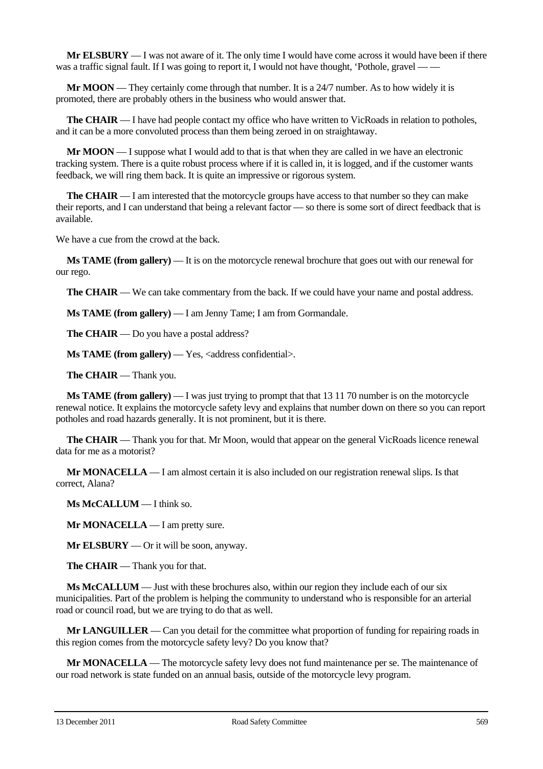**Mr ELSBURY** — I was not aware of it. The only time I would have come across it would have been if there was a traffic signal fault. If I was going to report it, I would not have thought, 'Pothole, gravel — —

**Mr MOON** — They certainly come through that number. It is a 24/7 number. As to how widely it is promoted, there are probably others in the business who would answer that.

**The CHAIR** — I have had people contact my office who have written to VicRoads in relation to potholes, and it can be a more convoluted process than them being zeroed in on straightaway.

**Mr MOON** — I suppose what I would add to that is that when they are called in we have an electronic tracking system. There is a quite robust process where if it is called in, it is logged, and if the customer wants feedback, we will ring them back. It is quite an impressive or rigorous system.

**The CHAIR** — I am interested that the motorcycle groups have access to that number so they can make their reports, and I can understand that being a relevant factor — so there is some sort of direct feedback that is available.

We have a cue from the crowd at the back.

**Ms TAME (from gallery)** — It is on the motorcycle renewal brochure that goes out with our renewal for our rego.

**The CHAIR** — We can take commentary from the back. If we could have your name and postal address.

**Ms TAME (from gallery)** — I am Jenny Tame; I am from Gormandale.

**The CHAIR** — Do you have a postal address?

**Ms TAME (from gallery)** — Yes, <address confidential>.

**The CHAIR** — Thank you.

**Ms TAME (from gallery)** — I was just trying to prompt that that 13 11 70 number is on the motorcycle renewal notice. It explains the motorcycle safety levy and explains that number down on there so you can report potholes and road hazards generally. It is not prominent, but it is there.

**The CHAIR** — Thank you for that. Mr Moon, would that appear on the general VicRoads licence renewal data for me as a motorist?

**Mr MONACELLA** — I am almost certain it is also included on our registration renewal slips. Is that correct, Alana?

**Ms McCALLUM** — I think so.

**Mr MONACELLA** — I am pretty sure.

**Mr ELSBURY** — Or it will be soon, anyway.

**The CHAIR** — Thank you for that.

**Ms McCALLUM** — Just with these brochures also, within our region they include each of our six municipalities. Part of the problem is helping the community to understand who is responsible for an arterial road or council road, but we are trying to do that as well.

**Mr LANGUILLER** — Can you detail for the committee what proportion of funding for repairing roads in this region comes from the motorcycle safety levy? Do you know that?

**Mr MONACELLA** — The motorcycle safety levy does not fund maintenance per se. The maintenance of our road network is state funded on an annual basis, outside of the motorcycle levy program.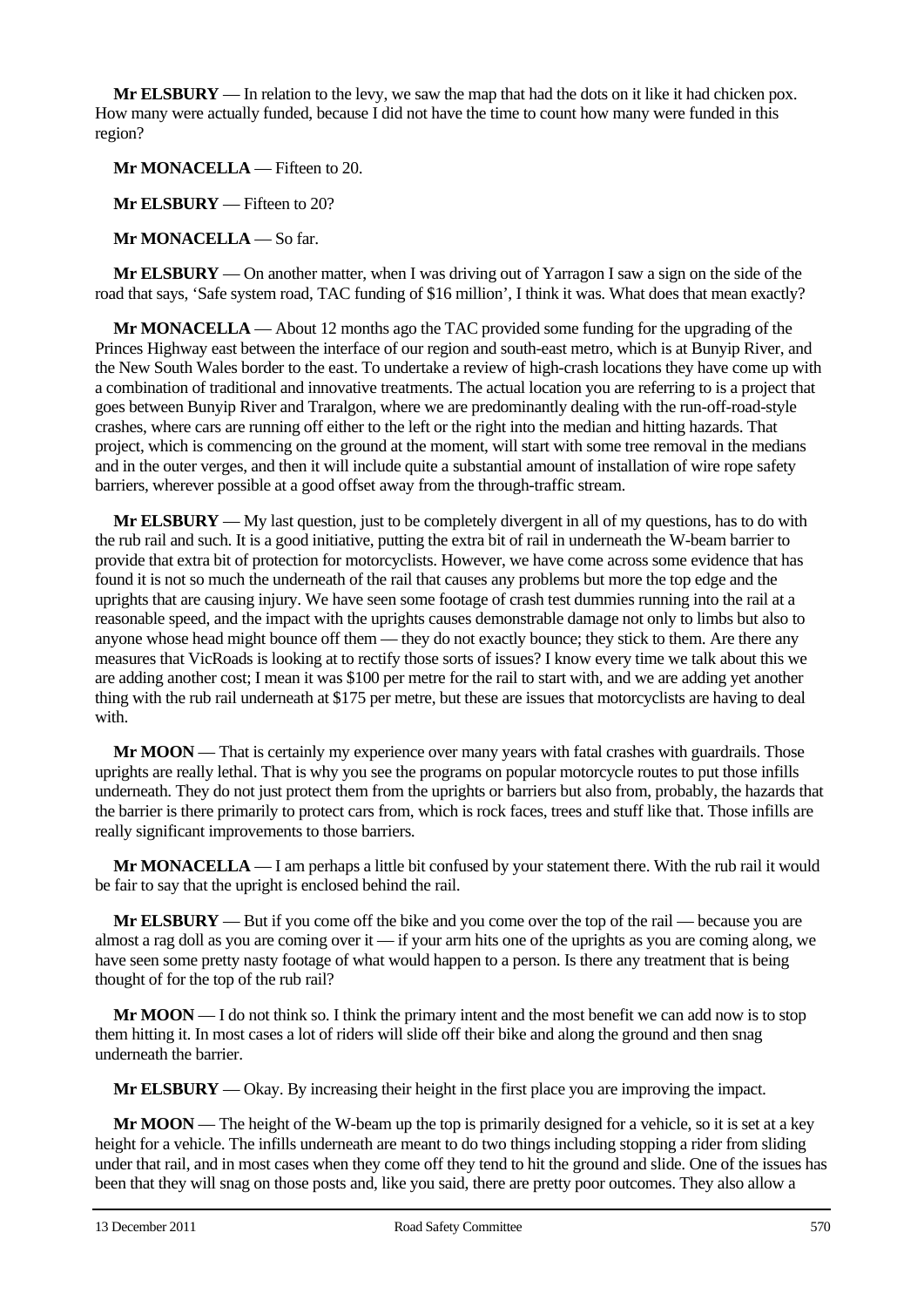**Mr ELSBURY** — In relation to the levy, we saw the map that had the dots on it like it had chicken pox. How many were actually funded, because I did not have the time to count how many were funded in this region?

**Mr MONACELLA** — Fifteen to 20.

**Mr ELSBURY** — Fifteen to 20?

**Mr MONACELLA** — So far.

**Mr ELSBURY** — On another matter, when I was driving out of Yarragon I saw a sign on the side of the road that says, 'Safe system road, TAC funding of $16 million', I think it was. What does that mean exactly?

**Mr MONACELLA** — About 12 months ago the TAC provided some funding for the upgrading of the Princes Highway east between the interface of our region and south-east metro, which is at Bunyip River, and the New South Wales border to the east. To undertake a review of high-crash locations they have come up with a combination of traditional and innovative treatments. The actual location you are referring to is a project that goes between Bunyip River and Traralgon, where we are predominantly dealing with the run-off-road-style crashes, where cars are running off either to the left or the right into the median and hitting hazards. That project, which is commencing on the ground at the moment, will start with some tree removal in the medians and in the outer verges, and then it will include quite a substantial amount of installation of wire rope safety barriers, wherever possible at a good offset away from the through-traffic stream.

**Mr ELSBURY** — My last question, just to be completely divergent in all of my questions, has to do with the rub rail and such. It is a good initiative, putting the extra bit of rail in underneath the W-beam barrier to provide that extra bit of protection for motorcyclists. However, we have come across some evidence that has found it is not so much the underneath of the rail that causes any problems but more the top edge and the uprights that are causing injury. We have seen some footage of crash test dummies running into the rail at a reasonable speed, and the impact with the uprights causes demonstrable damage not only to limbs but also to anyone whose head might bounce off them — they do not exactly bounce; they stick to them. Are there any measures that VicRoads is looking at to rectify those sorts of issues? I know every time we talk about this we are adding another cost; I mean it was $100 per metre for the rail to start with, and we are adding yet another thing with the rub rail underneath at $175 per metre, but these are issues that motorcyclists are having to deal with.

**Mr MOON** — That is certainly my experience over many years with fatal crashes with guardrails. Those uprights are really lethal. That is why you see the programs on popular motorcycle routes to put those infills underneath. They do not just protect them from the uprights or barriers but also from, probably, the hazards that the barrier is there primarily to protect cars from, which is rock faces, trees and stuff like that. Those infills are really significant improvements to those barriers.

**Mr MONACELLA** — I am perhaps a little bit confused by your statement there. With the rub rail it would be fair to say that the upright is enclosed behind the rail.

**Mr ELSBURY** — But if you come off the bike and you come over the top of the rail — because you are almost a rag doll as you are coming over it — if your arm hits one of the uprights as you are coming along, we have seen some pretty nasty footage of what would happen to a person. Is there any treatment that is being thought of for the top of the rub rail?

**Mr MOON** — I do not think so. I think the primary intent and the most benefit we can add now is to stop them hitting it. In most cases a lot of riders will slide off their bike and along the ground and then snag underneath the barrier.

**Mr ELSBURY** — Okay. By increasing their height in the first place you are improving the impact.

**Mr MOON** — The height of the W-beam up the top is primarily designed for a vehicle, so it is set at a key height for a vehicle. The infills underneath are meant to do two things including stopping a rider from sliding under that rail, and in most cases when they come off they tend to hit the ground and slide. One of the issues has been that they will snag on those posts and, like you said, there are pretty poor outcomes. They also allow a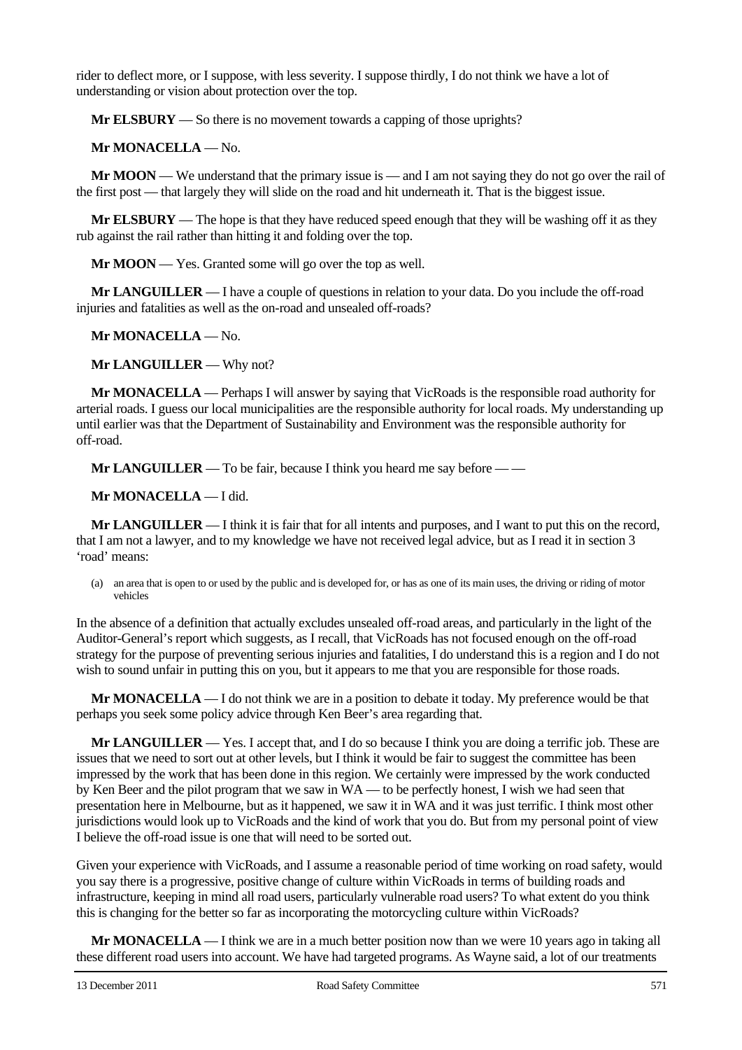rider to deflect more, or I suppose, with less severity. I suppose thirdly, I do not think we have a lot of understanding or vision about protection over the top.

**Mr ELSBURY** — So there is no movement towards a capping of those uprights?

**Mr MONACELLA** — No.

**Mr MOON** — We understand that the primary issue is — and I am not saying they do not go over the rail of the first post — that largely they will slide on the road and hit underneath it. That is the biggest issue.

**Mr ELSBURY** — The hope is that they have reduced speed enough that they will be washing off it as they rub against the rail rather than hitting it and folding over the top.

**Mr MOON** — Yes. Granted some will go over the top as well.

**Mr LANGUILLER** — I have a couple of questions in relation to your data. Do you include the off-road injuries and fatalities as well as the on-road and unsealed off-roads?

**Mr MONACELLA** — No.

**Mr LANGUILLER** — Why not?

**Mr MONACELLA** — Perhaps I will answer by saying that VicRoads is the responsible road authority for arterial roads. I guess our local municipalities are the responsible authority for local roads. My understanding up until earlier was that the Department of Sustainability and Environment was the responsible authority for off-road.

**Mr LANGUILLER** — To be fair, because I think you heard me say before — —

**Mr MONACELLA** — I did.

**Mr LANGUILLER** — I think it is fair that for all intents and purposes, and I want to put this on the record, that I am not a lawyer, and to my knowledge we have not received legal advice, but as I read it in section 3 'road' means:

> (a) an area that is open to or used by the public and is developed for, or has as one of its main uses, the driving or riding of motor vehicles

In the absence of a definition that actually excludes unsealed off-road areas, and particularly in the light of the Auditor-General's report which suggests, as I recall, that VicRoads has not focused enough on the off-road strategy for the purpose of preventing serious injuries and fatalities, I do understand this is a region and I do not wish to sound unfair in putting this on you, but it appears to me that you are responsible for those roads.

**Mr MONACELLA** — I do not think we are in a position to debate it today. My preference would be that perhaps you seek some policy advice through Ken Beer's area regarding that.

**Mr LANGUILLER** — Yes. I accept that, and I do so because I think you are doing a terrific job. These are issues that we need to sort out at other levels, but I think it would be fair to suggest the committee has been impressed by the work that has been done in this region. We certainly were impressed by the work conducted by Ken Beer and the pilot program that we saw in WA — to be perfectly honest, I wish we had seen that presentation here in Melbourne, but as it happened, we saw it in WA and it was just terrific. I think most other jurisdictions would look up to VicRoads and the kind of work that you do. But from my personal point of view I believe the off-road issue is one that will need to be sorted out.

Given your experience with VicRoads, and I assume a reasonable period of time working on road safety, would you say there is a progressive, positive change of culture within VicRoads in terms of building roads and infrastructure, keeping in mind all road users, particularly vulnerable road users? To what extent do you think this is changing for the better so far as incorporating the motorcycling culture within VicRoads?

**Mr MONACELLA** — I think we are in a much better position now than we were 10 years ago in taking all these different road users into account. We have had targeted programs. As Wayne said, a lot of our treatments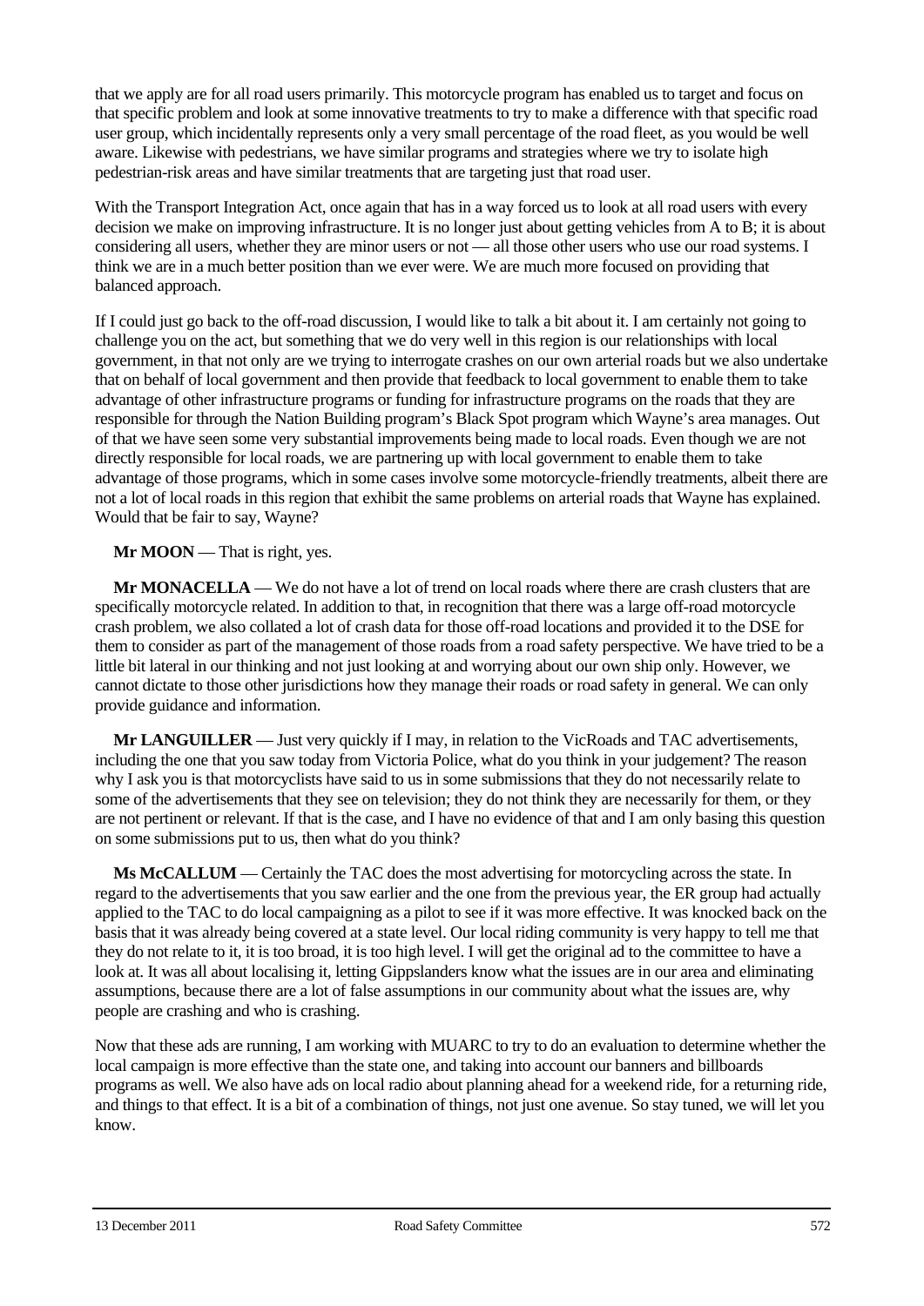that we apply are for all road users primarily. This motorcycle program has enabled us to target and focus on that specific problem and look at some innovative treatments to try to make a difference with that specific road user group, which incidentally represents only a very small percentage of the road fleet, as you would be well aware. Likewise with pedestrians, we have similar programs and strategies where we try to isolate high pedestrian-risk areas and have similar treatments that are targeting just that road user.

With the Transport Integration Act, once again that has in a way forced us to look at all road users with every decision we make on improving infrastructure. It is no longer just about getting vehicles from A to B; it is about considering all users, whether they are minor users or not — all those other users who use our road systems. I think we are in a much better position than we ever were. We are much more focused on providing that balanced approach.

If I could just go back to the off-road discussion, I would like to talk a bit about it. I am certainly not going to challenge you on the act, but something that we do very well in this region is our relationships with local government, in that not only are we trying to interrogate crashes on our own arterial roads but we also undertake that on behalf of local government and then provide that feedback to local government to enable them to take advantage of other infrastructure programs or funding for infrastructure programs on the roads that they are responsible for through the Nation Building program's Black Spot program which Wayne's area manages. Out of that we have seen some very substantial improvements being made to local roads. Even though we are not directly responsible for local roads, we are partnering up with local government to enable them to take advantage of those programs, which in some cases involve some motorcycle-friendly treatments, albeit there are not a lot of local roads in this region that exhibit the same problems on arterial roads that Wayne has explained. Would that be fair to say, Wayne?

**Mr MOON** — That is right, yes.

**Mr MONACELLA** — We do not have a lot of trend on local roads where there are crash clusters that are specifically motorcycle related. In addition to that, in recognition that there was a large off-road motorcycle crash problem, we also collated a lot of crash data for those off-road locations and provided it to the DSE for them to consider as part of the management of those roads from a road safety perspective. We have tried to be a little bit lateral in our thinking and not just looking at and worrying about our own ship only. However, we cannot dictate to those other jurisdictions how they manage their roads or road safety in general. We can only provide guidance and information.

**Mr LANGUILLER** — Just very quickly if I may, in relation to the VicRoads and TAC advertisements, including the one that you saw today from Victoria Police, what do you think in your judgement? The reason why I ask you is that motorcyclists have said to us in some submissions that they do not necessarily relate to some of the advertisements that they see on television; they do not think they are necessarily for them, or they are not pertinent or relevant. If that is the case, and I have no evidence of that and I am only basing this question on some submissions put to us, then what do you think?

**Ms McCALLUM** — Certainly the TAC does the most advertising for motorcycling across the state. In regard to the advertisements that you saw earlier and the one from the previous year, the ER group had actually applied to the TAC to do local campaigning as a pilot to see if it was more effective. It was knocked back on the basis that it was already being covered at a state level. Our local riding community is very happy to tell me that they do not relate to it, it is too broad, it is too high level. I will get the original ad to the committee to have a look at. It was all about localising it, letting Gippslanders know what the issues are in our area and eliminating assumptions, because there are a lot of false assumptions in our community about what the issues are, why people are crashing and who is crashing.

Now that these ads are running, I am working with MUARC to try to do an evaluation to determine whether the local campaign is more effective than the state one, and taking into account our banners and billboards programs as well. We also have ads on local radio about planning ahead for a weekend ride, for a returning ride, and things to that effect. It is a bit of a combination of things, not just one avenue. So stay tuned, we will let you know.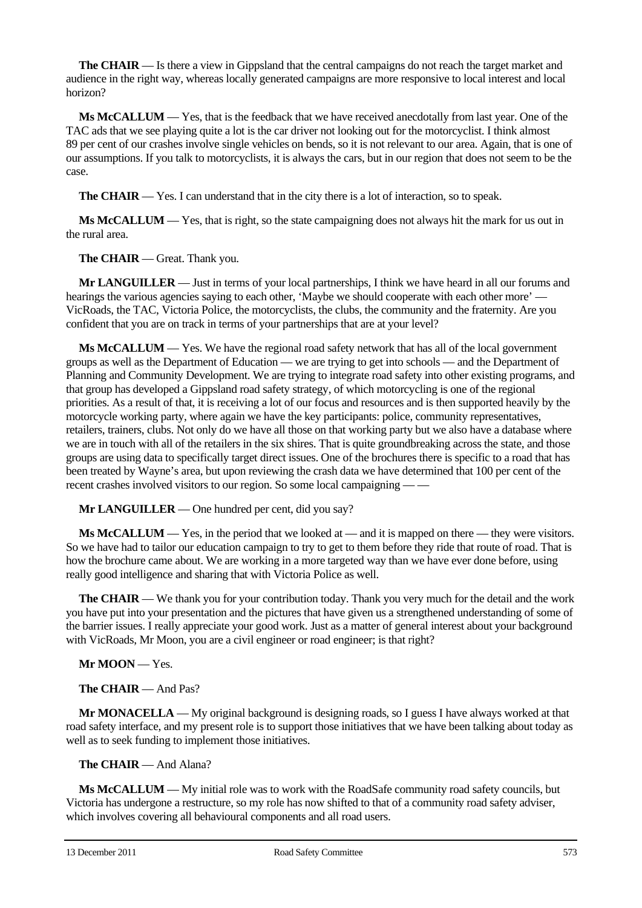**The CHAIR** — Is there a view in Gippsland that the central campaigns do not reach the target market and audience in the right way, whereas locally generated campaigns are more responsive to local interest and local horizon?

**Ms McCALLUM** — Yes, that is the feedback that we have received anecdotally from last year. One of the TAC ads that we see playing quite a lot is the car driver not looking out for the motorcyclist. I think almost 89 per cent of our crashes involve single vehicles on bends, so it is not relevant to our area. Again, that is one of our assumptions. If you talk to motorcyclists, it is always the cars, but in our region that does not seem to be the case.

**The CHAIR** — Yes. I can understand that in the city there is a lot of interaction, so to speak.

**Ms McCALLUM** — Yes, that is right, so the state campaigning does not always hit the mark for us out in the rural area.

**The CHAIR** — Great. Thank you.

**Mr LANGUILLER** — Just in terms of your local partnerships, I think we have heard in all our forums and hearings the various agencies saying to each other, 'Maybe we should cooperate with each other more' — VicRoads, the TAC, Victoria Police, the motorcyclists, the clubs, the community and the fraternity. Are you confident that you are on track in terms of your partnerships that are at your level?

**Ms McCALLUM** — Yes. We have the regional road safety network that has all of the local government groups as well as the Department of Education — we are trying to get into schools — and the Department of Planning and Community Development. We are trying to integrate road safety into other existing programs, and that group has developed a Gippsland road safety strategy, of which motorcycling is one of the regional priorities. As a result of that, it is receiving a lot of our focus and resources and is then supported heavily by the motorcycle working party, where again we have the key participants: police, community representatives, retailers, trainers, clubs. Not only do we have all those on that working party but we also have a database where we are in touch with all of the retailers in the six shires. That is quite groundbreaking across the state, and those groups are using data to specifically target direct issues. One of the brochures there is specific to a road that has been treated by Wayne's area, but upon reviewing the crash data we have determined that 100 per cent of the recent crashes involved visitors to our region. So some local campaigning — —

**Mr LANGUILLER** — One hundred per cent, did you say?

**Ms McCALLUM** — Yes, in the period that we looked at — and it is mapped on there — they were visitors. So we have had to tailor our education campaign to try to get to them before they ride that route of road. That is how the brochure came about. We are working in a more targeted way than we have ever done before, using really good intelligence and sharing that with Victoria Police as well.

**The CHAIR** — We thank you for your contribution today. Thank you very much for the detail and the work you have put into your presentation and the pictures that have given us a strengthened understanding of some of the barrier issues. I really appreciate your good work. Just as a matter of general interest about your background with VicRoads, Mr Moon, you are a civil engineer or road engineer; is that right?

**Mr MOON** — Yes.

**The CHAIR** — And Pas?

**Mr MONACELLA** — My original background is designing roads, so I guess I have always worked at that road safety interface, and my present role is to support those initiatives that we have been talking about today as well as to seek funding to implement those initiatives.

**The CHAIR** — And Alana?

**Ms McCALLUM** — My initial role was to work with the RoadSafe community road safety councils, but Victoria has undergone a restructure, so my role has now shifted to that of a community road safety adviser, which involves covering all behavioural components and all road users.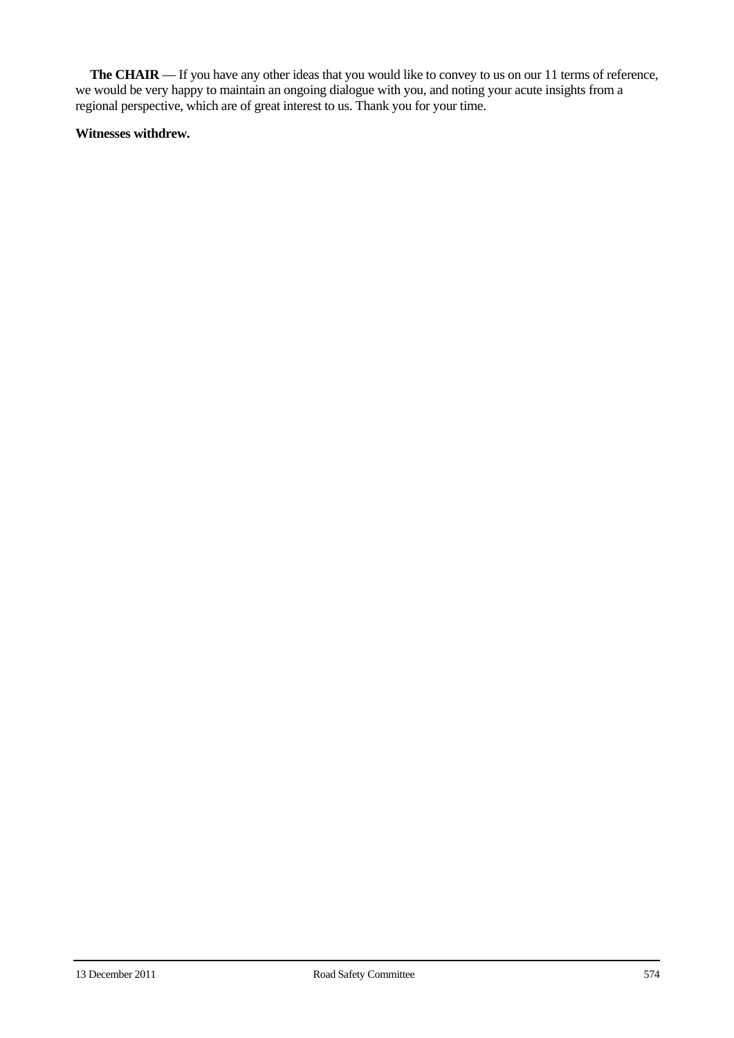**The CHAIR** — If you have any other ideas that you would like to convey to us on our 11 terms of reference, we would be very happy to maintain an ongoing dialogue with you, and noting your acute insights from a regional perspective, which are of great interest to us. Thank you for your time.

**Witnesses withdrew.**